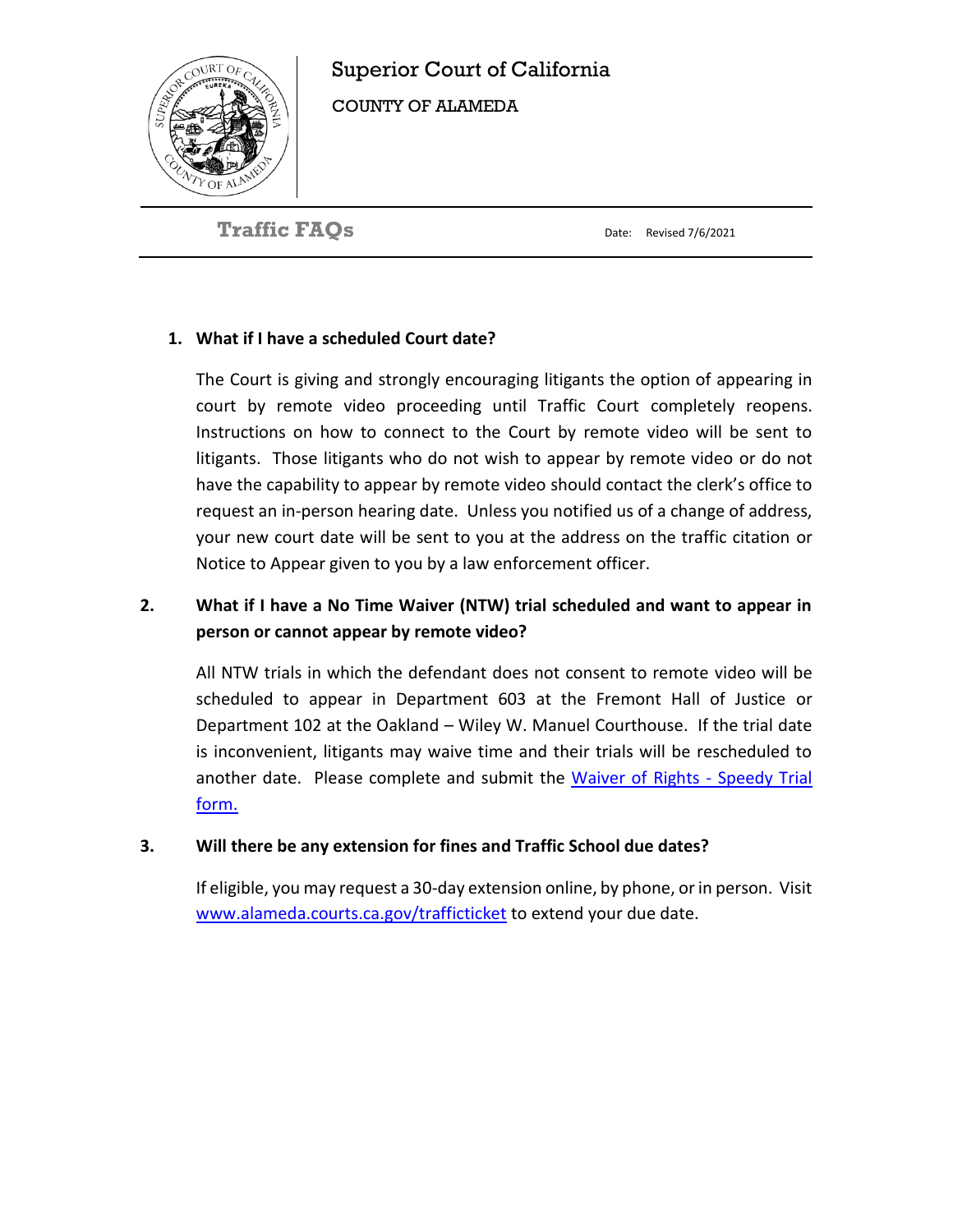# Superior Court of California

COUNTY OF ALAMEDA

## Traffic FAQs

Date: Revised 7/6/2021

1. **What if I have a scheduled Court date?**

   The Court is giving and strongly encouraging litigants the option of appearing in court by remote video proceeding until Traffic Court completely reopens. Instructions on how to connect to the Court by remote video will be sent to litigants. Those litigants who do not wish to appear by remote video or do not have the capability to appear by remote video should contact the clerk's office to request an in-person hearing date. Unless you notified us of a change of address, your new court date will be sent to you at the address on the traffic citation or Notice to Appear given to you by a law enforcement officer.

2. **What if I have a No Time Waiver (NTW) trial scheduled and want to appear in person or cannot appear by remote video?**

   All NTW trials in which the defendant does not consent to remote video will be scheduled to appear in Department 603 at the Fremont Hall of Justice or Department 102 at the Oakland – Wiley W. Manuel Courthouse. If the trial date is inconvenient, litigants may waive time and their trials will be rescheduled to another date. Please complete and submit the Waiver of Rights - Speedy Trial form.

3. **Will there be any extension for fines and Traffic School due dates?**

   If eligible, you may request a 30-day extension online, by phone, or in person. Visit www.alameda.courts.ca.gov/trafficticket to extend your due date.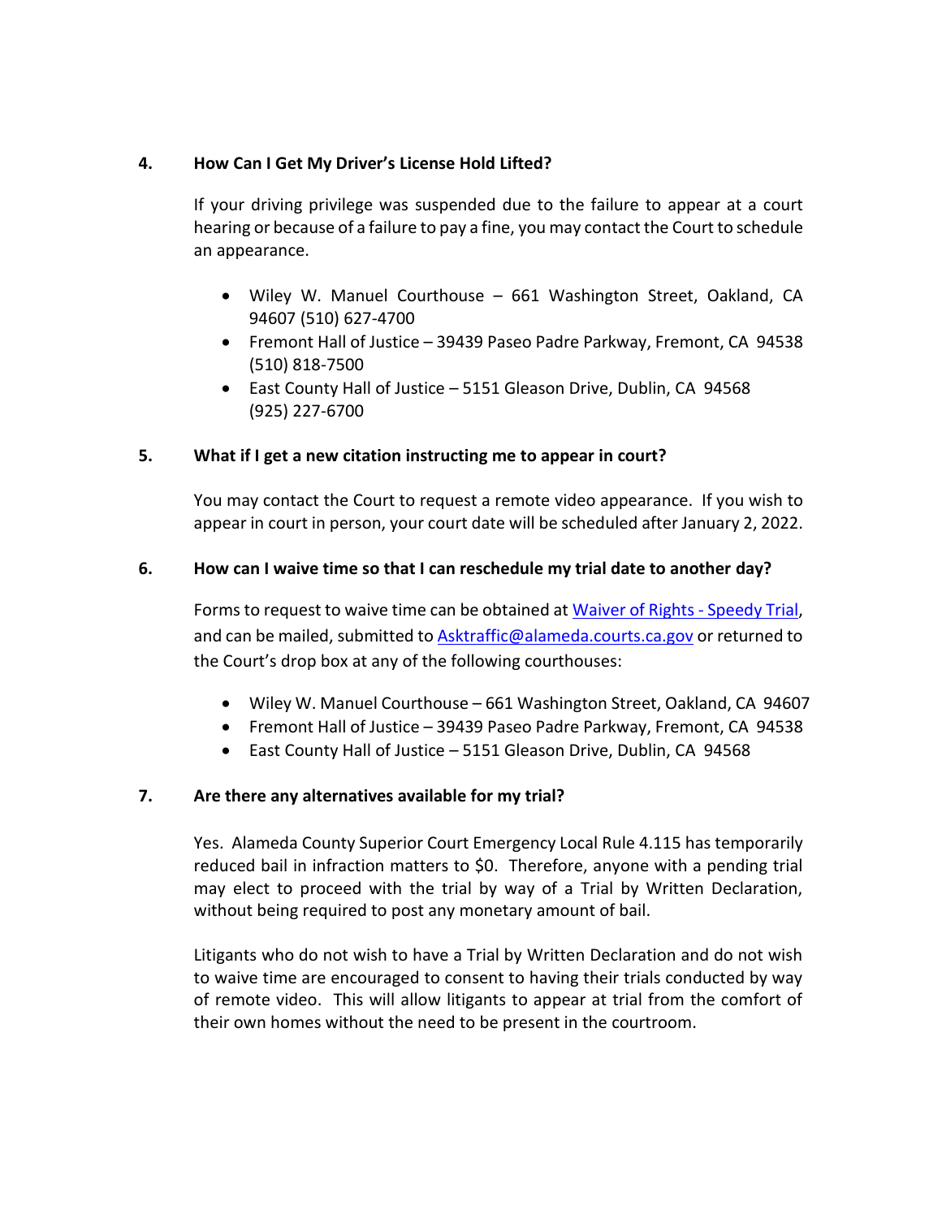## 4. How Can I Get My Driver's License Hold Lifted?

If your driving privilege was suspended due to the failure to appear at a court hearing or because of a failure to pay a fine, you may contact the Court to schedule an appearance.

- Wiley W. Manuel Courthouse – 661 Washington Street, Oakland, CA 94607 (510) 627-4700
- Fremont Hall of Justice – 39439 Paseo Padre Parkway, Fremont, CA 94538 (510) 818-7500
- East County Hall of Justice – 5151 Gleason Drive, Dublin, CA 94568 (925) 227-6700

## 5. What if I get a new citation instructing me to appear in court?

You may contact the Court to request a remote video appearance. If you wish to appear in court in person, your court date will be scheduled after January 2, 2022.

## 6. How can I waive time so that I can reschedule my trial date to another day?

Forms to request to waive time can be obtained at [Waiver of Rights - Speedy Trial](), and can be mailed, submitted to [Asktraffic@alameda.courts.ca.gov](mailto:Asktraffic@alameda.courts.ca.gov) or returned to the Court's drop box at any of the following courthouses:

- Wiley W. Manuel Courthouse – 661 Washington Street, Oakland, CA 94607
- Fremont Hall of Justice – 39439 Paseo Padre Parkway, Fremont, CA 94538
- East County Hall of Justice – 5151 Gleason Drive, Dublin, CA 94568

## 7. Are there any alternatives available for my trial?

Yes. Alameda County Superior Court Emergency Local Rule 4.115 has temporarily reduced bail in infraction matters to $0. Therefore, anyone with a pending trial may elect to proceed with the trial by way of a Trial by Written Declaration, without being required to post any monetary amount of bail.

Litigants who do not wish to have a Trial by Written Declaration and do not wish to waive time are encouraged to consent to having their trials conducted by way of remote video. This will allow litigants to appear at trial from the comfort of their own homes without the need to be present in the courtroom.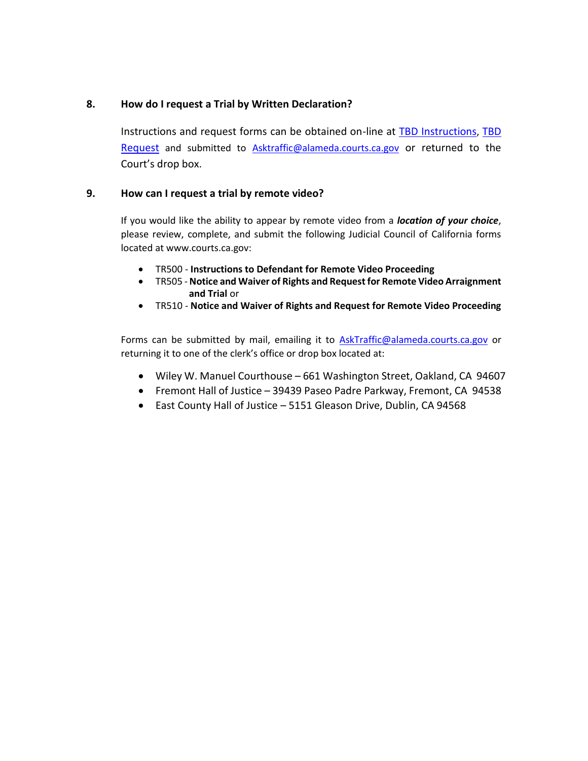**8. How do I request a Trial by Written Declaration?**

Instructions and request forms can be obtained on-line at TBD Instructions, TBD Request and submitted to Asktraffic@alameda.courts.ca.gov or returned to the Court's drop box.

**9. How can I request a trial by remote video?**

If you would like the ability to appear by remote video from a ***location of your choice***, please review, complete, and submit the following Judicial Council of California forms located at www.courts.ca.gov:

- TR500 - **Instructions to Defendant for Remote Video Proceeding**
- TR505 - **Notice and Waiver of Rights and Request for Remote Video Arraignment and Trial** or
- TR510 - **Notice and Waiver of Rights and Request for Remote Video Proceeding**

Forms can be submitted by mail, emailing it to AskTraffic@alameda.courts.ca.gov or returning it to one of the clerk's office or drop box located at:

- Wiley W. Manuel Courthouse – 661 Washington Street, Oakland, CA 94607
- Fremont Hall of Justice – 39439 Paseo Padre Parkway, Fremont, CA 94538
- East County Hall of Justice – 5151 Gleason Drive, Dublin, CA 94568